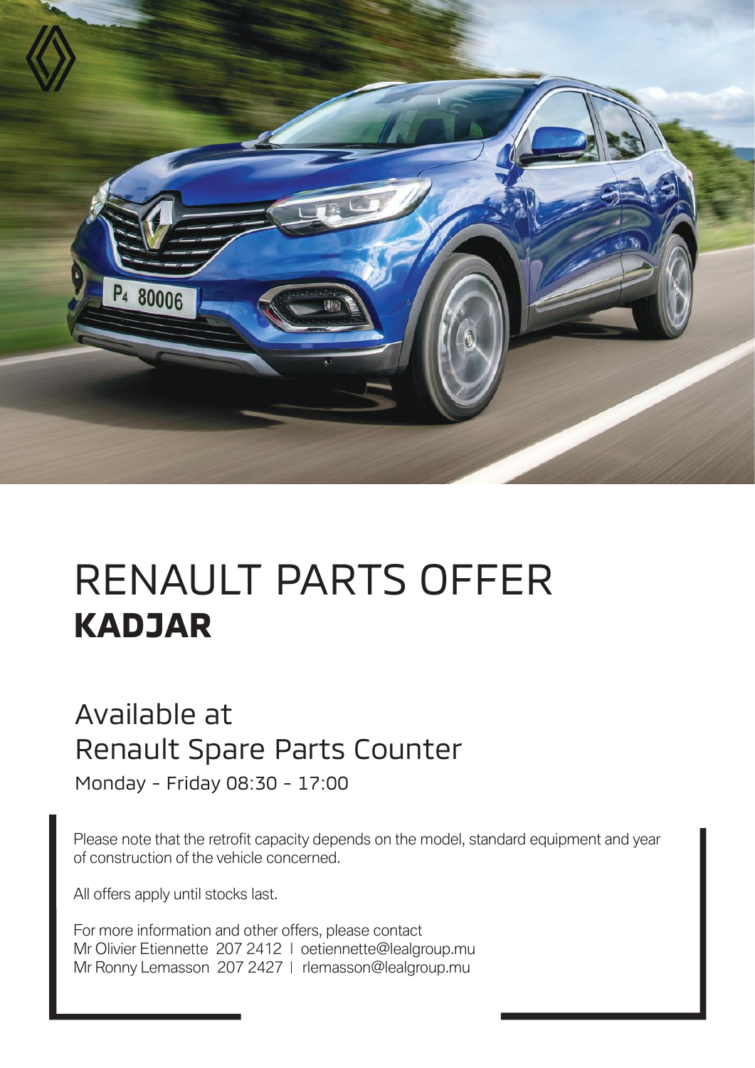# RENAULT PARTS OFFER
## **KADJAR**

### Available at
### Renault Spare Parts Counter

Monday - Friday 08:30 - 17:00

Please note that the retrofit capacity depends on the model, standard equipment and year of construction of the vehicle concerned.

All offers apply until stocks last.

For more information and other offers, please contact
Mr Olivier Etiennette 207 2412 | oetiennette@lealgroup.mu
Mr Ronny Lemasson 207 2427 | rlemasson@lealgroup.mu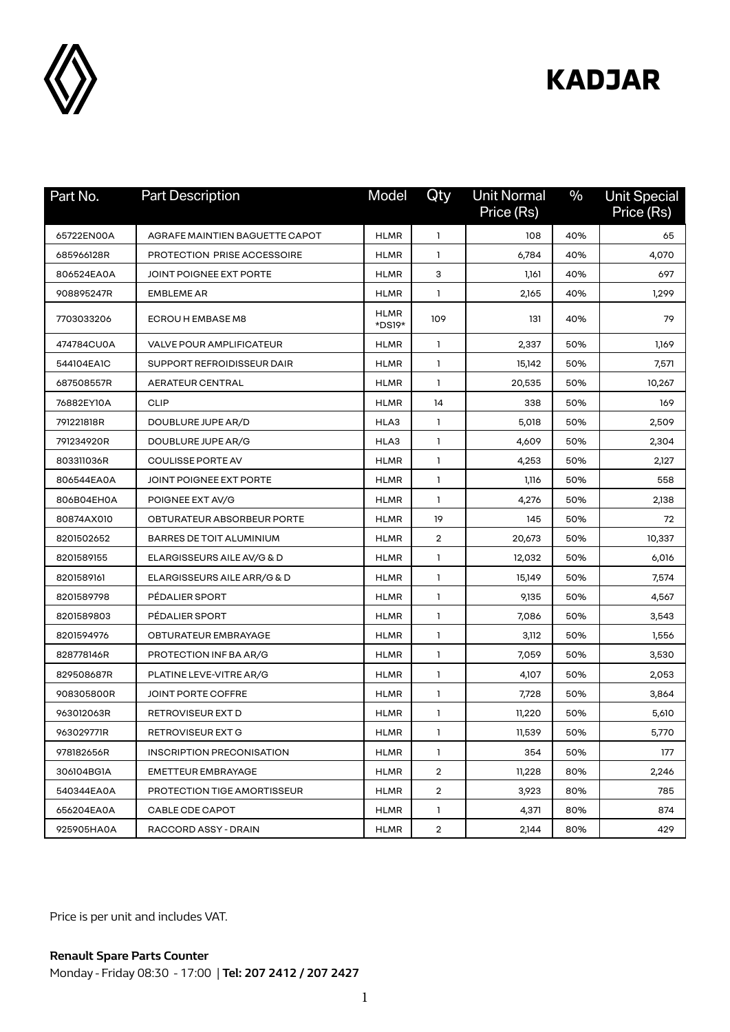# KADJAR

| Part No. | Part Description | Model | Qty | Unit Normal Price (Rs) | % | Unit Special Price (Rs) |
|---|---|---|---|---|---|---|
| 65722EN00A | AGRAFE MAINTIEN BAGUETTE CAPOT | HLMR | 1 | 108 | 40% | 65 |
| 685966128R | PROTECTION PRISE ACCESSOIRE | HLMR | 1 | 6,784 | 40% | 4,070 |
| 806524EA0A | JOINT POIGNEE EXT PORTE | HLMR | 3 | 1,161 | 40% | 697 |
| 908895247R | EMBLEME AR | HLMR | 1 | 2,165 | 40% | 1,299 |
| 7703033206 | ECROU H EMBASE M8 | HLMR *DS19* | 109 | 131 | 40% | 79 |
| 474784CU0A | VALVE POUR AMPLIFICATEUR | HLMR | 1 | 2,337 | 50% | 1,169 |
| 544104EA1C | SUPPORT REFROIDISSEUR DAIR | HLMR | 1 | 15,142 | 50% | 7,571 |
| 687508557R | AERATEUR CENTRAL | HLMR | 1 | 20,535 | 50% | 10,267 |
| 76882EY10A | CLIP | HLMR | 14 | 338 | 50% | 169 |
| 791221818R | DOUBLURE JUPE AR/D | HLA3 | 1 | 5,018 | 50% | 2,509 |
| 791234920R | DOUBLURE JUPE AR/G | HLA3 | 1 | 4,609 | 50% | 2,304 |
| 803311036R | COULISSE PORTE AV | HLMR | 1 | 4,253 | 50% | 2,127 |
| 806544EA0A | JOINT POIGNEE EXT PORTE | HLMR | 1 | 1,116 | 50% | 558 |
| 806B04EH0A | POIGNEE EXT AV/G | HLMR | 1 | 4,276 | 50% | 2,138 |
| 80874AX010 | OBTURATEUR ABSORBEUR PORTE | HLMR | 19 | 145 | 50% | 72 |
| 8201502652 | BARRES DE TOIT ALUMINIUM | HLMR | 2 | 20,673 | 50% | 10,337 |
| 8201589155 | ELARGISSEURS AILE AV/G & D | HLMR | 1 | 12,032 | 50% | 6,016 |
| 8201589161 | ELARGISSEURS AILE ARR/G & D | HLMR | 1 | 15,149 | 50% | 7,574 |
| 8201589798 | PÉDALIER SPORT | HLMR | 1 | 9,135 | 50% | 4,567 |
| 8201589803 | PÉDALIER SPORT | HLMR | 1 | 7,086 | 50% | 3,543 |
| 8201594976 | OBTURATEUR EMBRAYAGE | HLMR | 1 | 3,112 | 50% | 1,556 |
| 828778146R | PROTECTION INF BA AR/G | HLMR | 1 | 7,059 | 50% | 3,530 |
| 829508687R | PLATINE LEVE-VITRE AR/G | HLMR | 1 | 4,107 | 50% | 2,053 |
| 908305800R | JOINT PORTE COFFRE | HLMR | 1 | 7,728 | 50% | 3,864 |
| 963012063R | RETROVISEUR EXT D | HLMR | 1 | 11,220 | 50% | 5,610 |
| 963029771R | RETROVISEUR EXT G | HLMR | 1 | 11,539 | 50% | 5,770 |
| 978182656R | INSCRIPTION PRECONISATION | HLMR | 1 | 354 | 50% | 177 |
| 306104BG1A | EMETTEUR EMBRAYAGE | HLMR | 2 | 11,228 | 80% | 2,246 |
| 540344EA0A | PROTECTION TIGE AMORTISSEUR | HLMR | 2 | 3,923 | 80% | 785 |
| 656204EA0A | CABLE CDE CAPOT | HLMR | 1 | 4,371 | 80% | 874 |
| 925905HA0A | RACCORD ASSY - DRAIN | HLMR | 2 | 2,144 | 80% | 429 |

Price is per unit and includes VAT.

**Renault Spare Parts Counter**
Monday - Friday 08:30 - 17:00 | **Tel: 207 2412 / 207 2427**